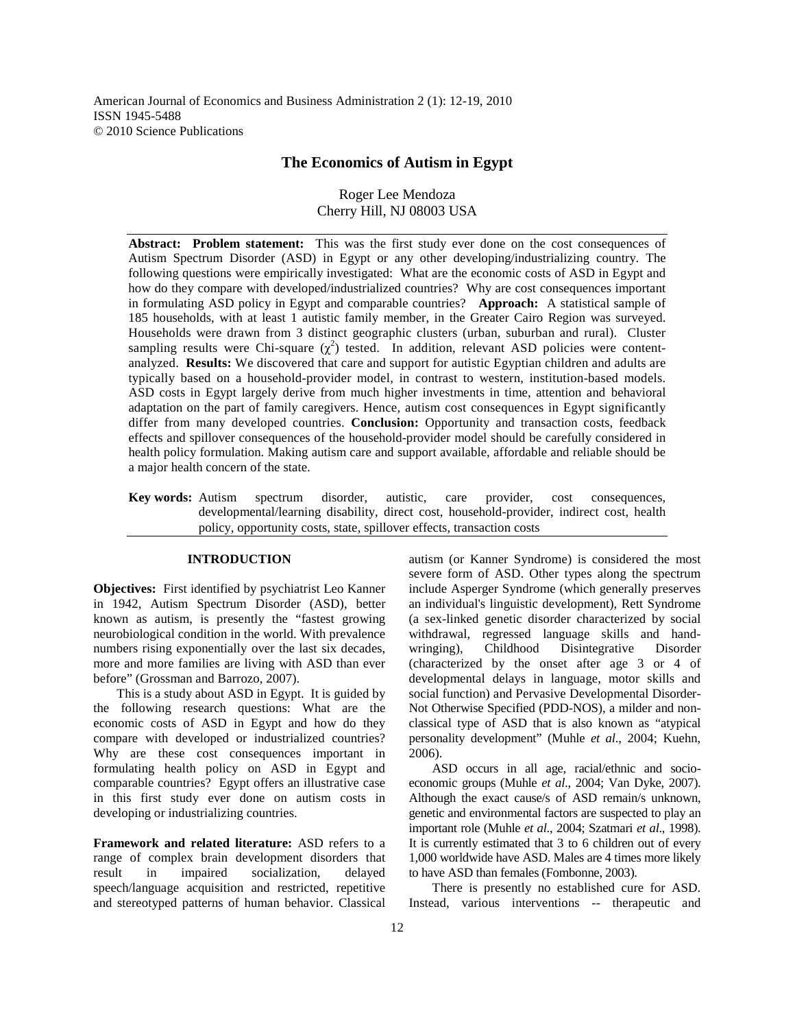# The Economics of Autism in Egypt

Roger Lee Mendoza
Cherry Hill, NJ 08003 USA

**Abstract: Problem statement:** This was the first study ever done on the cost consequences of Autism Spectrum Disorder (ASD) in Egypt or any other developing/industrializing country. The following questions were empirically investigated: What are the economic costs of ASD in Egypt and how do they compare with developed/industrialized countries? Why are cost consequences important in formulating ASD policy in Egypt and comparable countries? **Approach:** A statistical sample of 185 households, with at least 1 autistic family member, in the Greater Cairo Region was surveyed. Households were drawn from 3 distinct geographic clusters (urban, suburban and rural). Cluster sampling results were Chi-square ($\chi^2$) tested. In addition, relevant ASD policies were content-analyzed. **Results:** We discovered that care and support for autistic Egyptian children and adults are typically based on a household-provider model, in contrast to western, institution-based models. ASD costs in Egypt largely derive from much higher investments in time, attention and behavioral adaptation on the part of family caregivers. Hence, autism cost consequences in Egypt significantly differ from many developed countries. **Conclusion:** Opportunity and transaction costs, feedback effects and spillover consequences of the household-provider model should be carefully considered in health policy formulation. Making autism care and support available, affordable and reliable should be a major health concern of the state.

**Key words:** Autism spectrum disorder, autistic, care provider, cost consequences, developmental/learning disability, direct cost, household-provider, indirect cost, health policy, opportunity costs, state, spillover effects, transaction costs

## INTRODUCTION

**Objectives:** First identified by psychiatrist Leo Kanner in 1942, Autism Spectrum Disorder (ASD), better known as autism, is presently the "fastest growing neurobiological condition in the world. With prevalence numbers rising exponentially over the last six decades, more and more families are living with ASD than ever before" (Grossman and Barrozo, 2007).

This is a study about ASD in Egypt. It is guided by the following research questions: What are the economic costs of ASD in Egypt and how do they compare with developed or industrialized countries? Why are these cost consequences important in formulating health policy on ASD in Egypt and comparable countries? Egypt offers an illustrative case in this first study ever done on autism costs in developing or industrializing countries.

**Framework and related literature:** ASD refers to a range of complex brain development disorders that result in impaired socialization, delayed speech/language acquisition and restricted, repetitive and stereotyped patterns of human behavior. Classical autism (or Kanner Syndrome) is considered the most severe form of ASD. Other types along the spectrum include Asperger Syndrome (which generally preserves an individual's linguistic development), Rett Syndrome (a sex-linked genetic disorder characterized by social withdrawal, regressed language skills and hand-wringing), Childhood Disintegrative Disorder (characterized by the onset after age 3 or 4 of developmental delays in language, motor skills and social function) and Pervasive Developmental Disorder-Not Otherwise Specified (PDD-NOS), a milder and non-classical type of ASD that is also known as "atypical personality development" (Muhle *et al*., 2004; Kuehn, 2006).

ASD occurs in all age, racial/ethnic and socio-economic groups (Muhle *et al*., 2004; Van Dyke, 2007). Although the exact cause/s of ASD remain/s unknown, genetic and environmental factors are suspected to play an important role (Muhle *et al*., 2004; Szatmari *et al*., 1998). It is currently estimated that 3 to 6 children out of every 1,000 worldwide have ASD. Males are 4 times more likely to have ASD than females (Fombonne, 2003).

There is presently no established cure for ASD. Instead, various interventions -- therapeutic and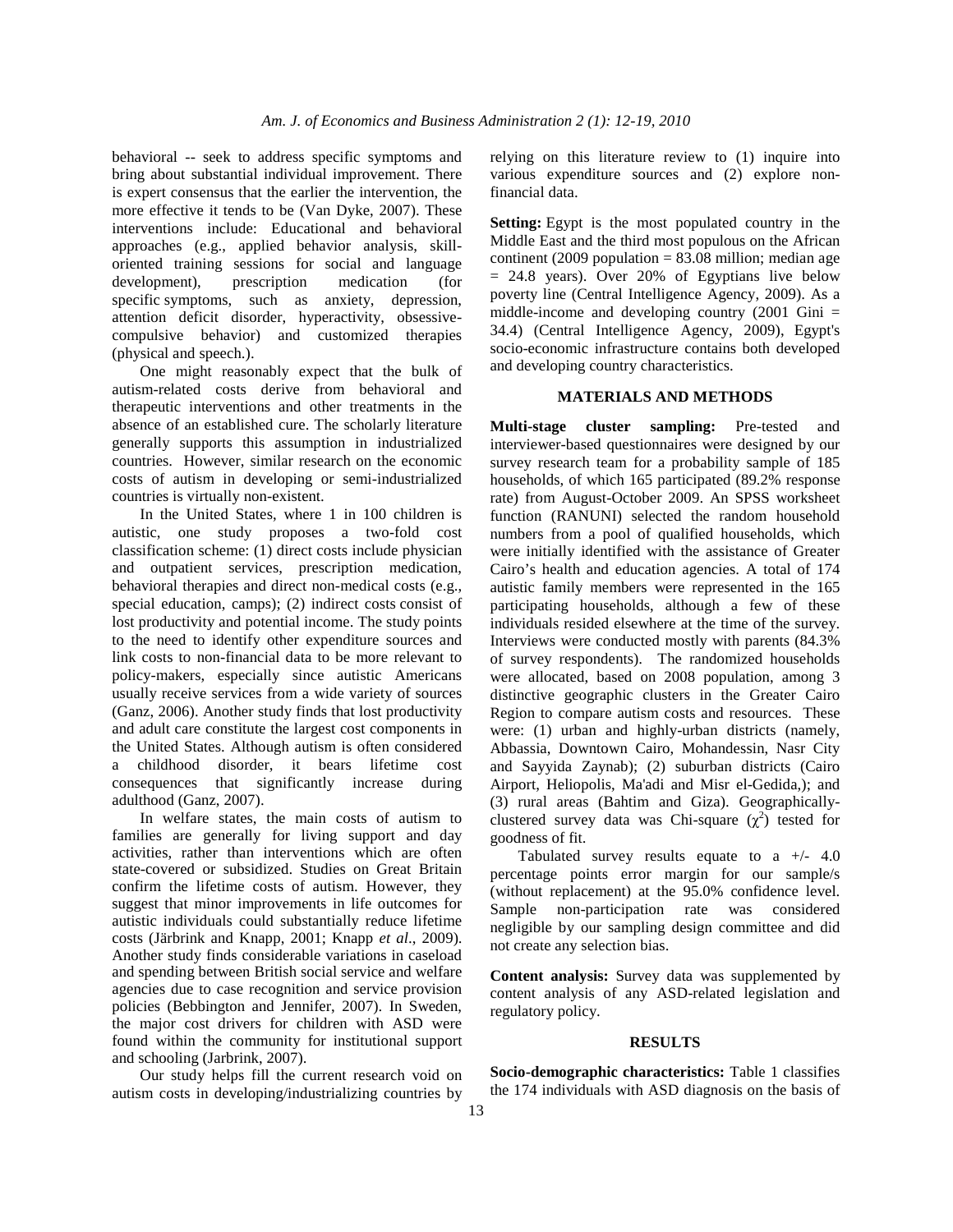behavioral -- seek to address specific symptoms and bring about substantial individual improvement. There is expert consensus that the earlier the intervention, the more effective it tends to be (Van Dyke, 2007). These interventions include: Educational and behavioral approaches (e.g., applied behavior analysis, skill-oriented training sessions for social and language development), prescription medication (for specific symptoms, such as anxiety, depression, attention deficit disorder, hyperactivity, obsessive-compulsive behavior) and customized therapies (physical and speech.).

One might reasonably expect that the bulk of autism-related costs derive from behavioral and therapeutic interventions and other treatments in the absence of an established cure. The scholarly literature generally supports this assumption in industrialized countries. However, similar research on the economic costs of autism in developing or semi-industrialized countries is virtually non-existent.

In the United States, where 1 in 100 children is autistic, one study proposes a two-fold cost classification scheme: (1) direct costs include physician and outpatient services, prescription medication, behavioral therapies and direct non-medical costs (e.g., special education, camps); (2) indirect costs consist of lost productivity and potential income. The study points to the need to identify other expenditure sources and link costs to non-financial data to be more relevant to policy-makers, especially since autistic Americans usually receive services from a wide variety of sources (Ganz, 2006). Another study finds that lost productivity and adult care constitute the largest cost components in the United States. Although autism is often considered a childhood disorder, it bears lifetime cost consequences that significantly increase during adulthood (Ganz, 2007).

In welfare states, the main costs of autism to families are generally for living support and day activities, rather than interventions which are often state-covered or subsidized. Studies on Great Britain confirm the lifetime costs of autism. However, they suggest that minor improvements in life outcomes for autistic individuals could substantially reduce lifetime costs (Järbrink and Knapp, 2001; Knapp *et al*., 2009). Another study finds considerable variations in caseload and spending between British social service and welfare agencies due to case recognition and service provision policies (Bebbington and Jennifer, 2007). In Sweden, the major cost drivers for children with ASD were found within the community for institutional support and schooling (Jarbrink, 2007).

Our study helps fill the current research void on autism costs in developing/industrializing countries by relying on this literature review to (1) inquire into various expenditure sources and (2) explore non-financial data.

**Setting:** Egypt is the most populated country in the Middle East and the third most populous on the African continent (2009 population = 83.08 million; median age = 24.8 years). Over 20% of Egyptians live below poverty line (Central Intelligence Agency, 2009). As a middle-income and developing country (2001 Gini = 34.4) (Central Intelligence Agency, 2009), Egypt's socio-economic infrastructure contains both developed and developing country characteristics.

## MATERIALS AND METHODS

**Multi-stage cluster sampling:** Pre-tested and interviewer-based questionnaires were designed by our survey research team for a probability sample of 185 households, of which 165 participated (89.2% response rate) from August-October 2009. An SPSS worksheet function (RANUNI) selected the random household numbers from a pool of qualified households, which were initially identified with the assistance of Greater Cairo's health and education agencies. A total of 174 autistic family members were represented in the 165 participating households, although a few of these individuals resided elsewhere at the time of the survey. Interviews were conducted mostly with parents (84.3% of survey respondents). The randomized households were allocated, based on 2008 population, among 3 distinctive geographic clusters in the Greater Cairo Region to compare autism costs and resources. These were: (1) urban and highly-urban districts (namely, Abbassia, Downtown Cairo, Mohandessin, Nasr City and Sayyida Zaynab); (2) suburban districts (Cairo Airport, Heliopolis, Ma'adi and Misr el-Gedida,); and (3) rural areas (Bahtim and Giza). Geographically-clustered survey data was Chi-square ($\chi^2$) tested for goodness of fit.

Tabulated survey results equate to a +/- 4.0 percentage points error margin for our sample/s (without replacement) at the 95.0% confidence level. Sample non-participation rate was considered negligible by our sampling design committee and did not create any selection bias.

**Content analysis:** Survey data was supplemented by content analysis of any ASD-related legislation and regulatory policy.

## RESULTS

**Socio-demographic characteristics:** Table 1 classifies the 174 individuals with ASD diagnosis on the basis of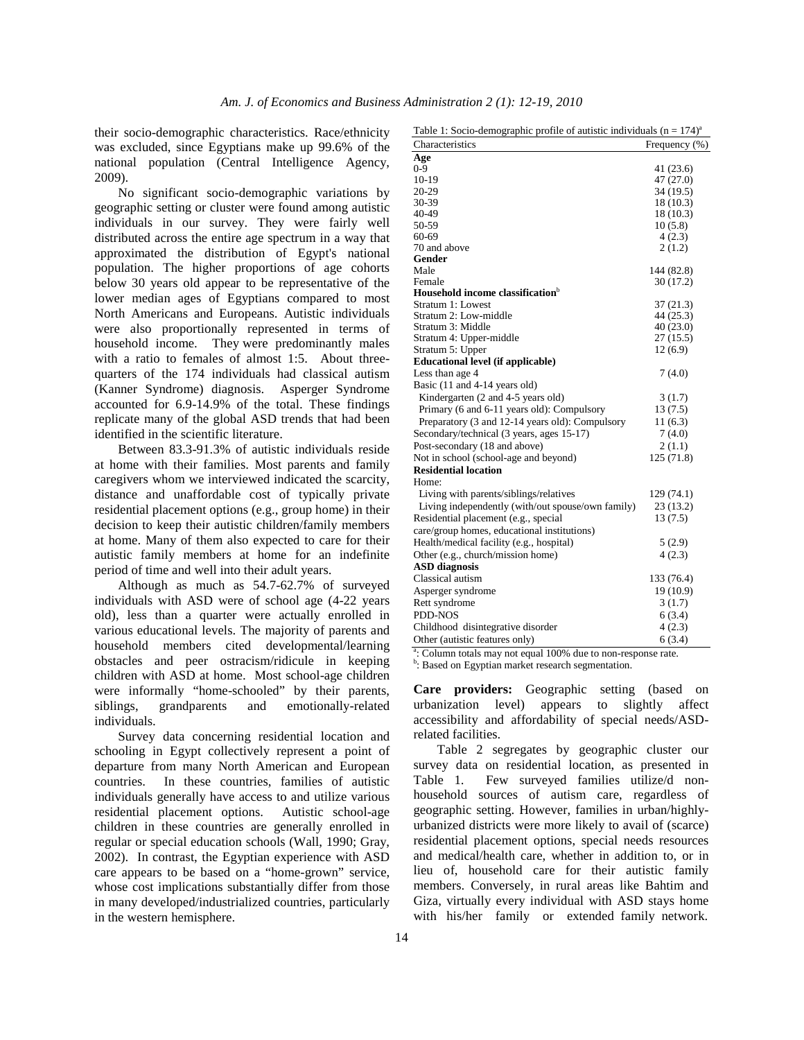their socio-demographic characteristics. Race/ethnicity was excluded, since Egyptians make up 99.6% of the national population (Central Intelligence Agency, 2009).

No significant socio-demographic variations by geographic setting or cluster were found among autistic individuals in our survey. They were fairly well distributed across the entire age spectrum in a way that approximated the distribution of Egypt's national population. The higher proportions of age cohorts below 30 years old appear to be representative of the lower median ages of Egyptians compared to most North Americans and Europeans. Autistic individuals were also proportionally represented in terms of household income. They were predominantly males with a ratio to females of almost 1:5. About three-quarters of the 174 individuals had classical autism (Kanner Syndrome) diagnosis. Asperger Syndrome accounted for 6.9-14.9% of the total. These findings replicate many of the global ASD trends that had been identified in the scientific literature.

Between 83.3-91.3% of autistic individuals reside at home with their families. Most parents and family caregivers whom we interviewed indicated the scarcity, distance and unaffordable cost of typically private residential placement options (e.g., group home) in their decision to keep their autistic children/family members at home. Many of them also expected to care for their autistic family members at home for an indefinite period of time and well into their adult years.

Although as much as 54.7-62.7% of surveyed individuals with ASD were of school age (4-22 years old), less than a quarter were actually enrolled in various educational levels. The majority of parents and household members cited developmental/learning obstacles and peer ostracism/ridicule in keeping children with ASD at home. Most school-age children were informally "home-schooled" by their parents, siblings, grandparents and emotionally-related individuals.

Survey data concerning residential location and schooling in Egypt collectively represent a point of departure from many North American and European countries. In these countries, families of autistic individuals generally have access to and utilize various residential placement options. Autistic school-age children in these countries are generally enrolled in regular or special education schools (Wall, 1990; Gray, 2002). In contrast, the Egyptian experience with ASD care appears to be based on a "home-grown" service, whose cost implications substantially differ from those in many developed/industrialized countries, particularly in the western hemisphere.

Table 1: Socio-demographic profile of autistic individuals (n = 174)[a]

| Characteristics | Frequency (%) |
|---|---|
| **Age** | |
| 0-9 | 41 (23.6) |
| 10-19 | 47 (27.0) |
| 20-29 | 34 (19.5) |
| 30-39 | 18 (10.3) |
| 40-49 | 18 (10.3) |
| 50-59 | 10 (5.8) |
| 60-69 | 4 (2.3) |
| 70 and above | 2 (1.2) |
| **Gender** | |
| Male | 144 (82.8) |
| Female | 30 (17.2) |
| **Household income classification**[b] | |
| Stratum 1: Lowest | 37 (21.3) |
| Stratum 2: Low-middle | 44 (25.3) |
| Stratum 3: Middle | 40 (23.0) |
| Stratum 4: Upper-middle | 27 (15.5) |
| Stratum 5: Upper | 12 (6.9) |
| **Educational level (if applicable)** | |
| Less than age 4 | 7 (4.0) |
| Basic (11 and 4-14 years old) | |
| Kindergarten (2 and 4-5 years old) | 3 (1.7) |
| Primary (6 and 6-11 years old): Compulsory | 13 (7.5) |
| Preparatory (3 and 12-14 years old): Compulsory | 11 (6.3) |
| Secondary/technical (3 years, ages 15-17) | 7 (4.0) |
| Post-secondary (18 and above) | 2 (1.1) |
| Not in school (school-age and beyond) | 125 (71.8) |
| **Residential location** | |
| Home: | |
| Living with parents/siblings/relatives | 129 (74.1) |
| Living independently (with/out spouse/own family) | 23 (13.2) |
| Residential placement (e.g., special care/group homes, educational institutions) | 13 (7.5) |
| Health/medical facility (e.g., hospital) | 5 (2.9) |
| Other (e.g., church/mission home) | 4 (2.3) |
| **ASD diagnosis** | |
| Classical autism | 133 (76.4) |
| Asperger syndrome | 19 (10.9) |
| Rett syndrome | 3 (1.7) |
| PDD-NOS | 6 (3.4) |
| Childhood disintegrative disorder | 4 (2.3) |
| Other (autistic features only) | 6 (3.4) |

[a]: Column totals may not equal 100% due to non-response rate.
[b]: Based on Egyptian market research segmentation.

**Care providers:** Geographic setting (based on urbanization level) appears to slightly affect accessibility and affordability of special needs/ASD-related facilities.

Table 2 segregates by geographic cluster our survey data on residential location, as presented in Table 1. Few surveyed families utilize/d non-household sources of autism care, regardless of geographic setting. However, families in urban/highly-urbanized districts were more likely to avail of (scarce) residential placement options, special needs resources and medical/health care, whether in addition to, or in lieu of, household care for their autistic family members. Conversely, in rural areas like Bahtim and Giza, virtually every individual with ASD stays home with his/her family or extended family network.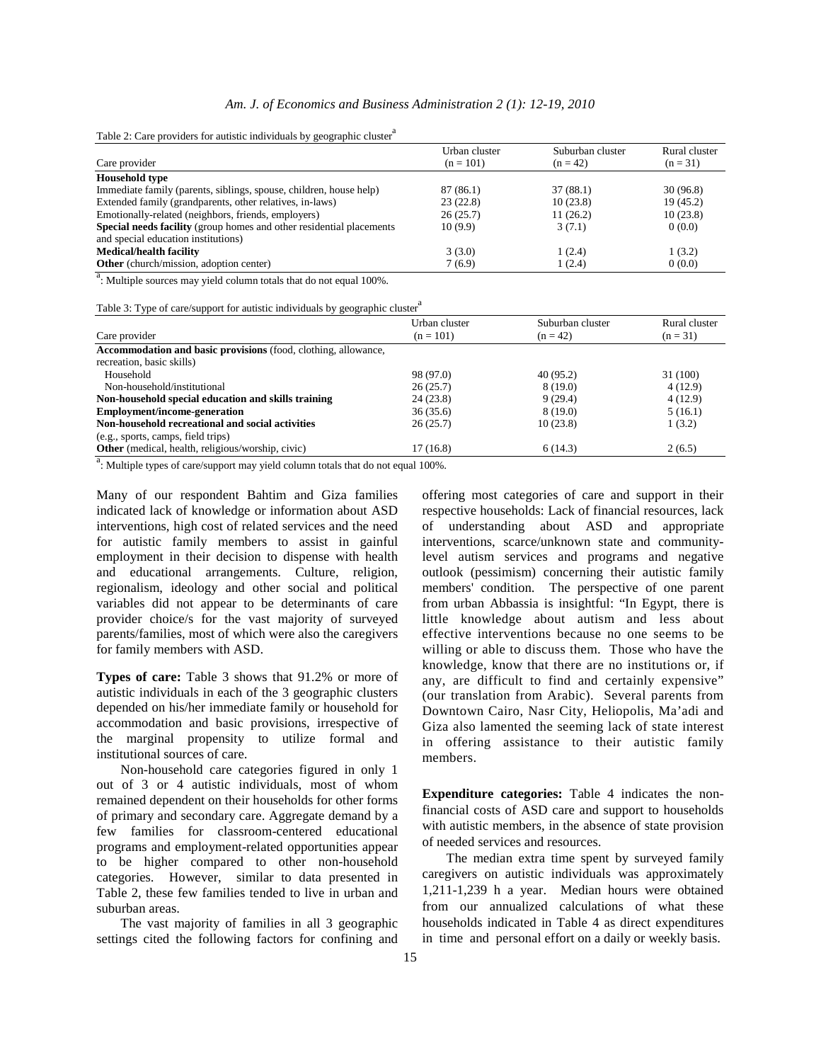Table 2: Care providers for autistic individuals by geographic cluster[a]

| Care provider | Urban cluster (n = 101) | Suburban cluster (n = 42) | Rural cluster (n = 31) |
|---|---|---|---|
| **Household type** | | | |
| Immediate family (parents, siblings, spouse, children, house help) | 87 (86.1) | 37 (88.1) | 30 (96.8) |
| Extended family (grandparents, other relatives, in-laws) | 23 (22.8) | 10 (23.8) | 19 (45.2) |
| Emotionally-related (neighbors, friends, employers) | 26 (25.7) | 11 (26.2) | 10 (23.8) |
| **Special needs facility** (group homes and other residential placements and special education institutions) | 10 (9.9) | 3 (7.1) | 0 (0.0) |
| **Medical/health facility** | 3 (3.0) | 1 (2.4) | 1 (3.2) |
| **Other** (church/mission, adoption center) | 7 (6.9) | 1 (2.4) | 0 (0.0) |

[a]: Multiple sources may yield column totals that do not equal 100%.

Table 3: Type of care/support for autistic individuals by geographic cluster[a]

| Care provider | Urban cluster (n = 101) | Suburban cluster (n = 42) | Rural cluster (n = 31) |
|---|---|---|---|
| **Accommodation and basic provisions** (food, clothing, allowance, recreation, basic skills) | | | |
| Household | 98 (97.0) | 40 (95.2) | 31 (100) |
| Non-household/institutional | 26 (25.7) | 8 (19.0) | 4 (12.9) |
| **Non-household special education and skills training** | 24 (23.8) | 9 (29.4) | 4 (12.9) |
| **Employment/income-generation** | 36 (35.6) | 8 (19.0) | 5 (16.1) |
| **Non-household recreational and social activities** (e.g., sports, camps, field trips) | 26 (25.7) | 10 (23.8) | 1 (3.2) |
| **Other** (medical, health, religious/worship, civic) | 17 (16.8) | 6 (14.3) | 2 (6.5) |

[a]: Multiple types of care/support may yield column totals that do not equal 100%.

Many of our respondent Bahtim and Giza families indicated lack of knowledge or information about ASD interventions, high cost of related services and the need for autistic family members to assist in gainful employment in their decision to dispense with health and educational arrangements. Culture, religion, regionalism, ideology and other social and political variables did not appear to be determinants of care provider choice/s for the vast majority of surveyed parents/families, most of which were also the caregivers for family members with ASD.

**Types of care:** Table 3 shows that 91.2% or more of autistic individuals in each of the 3 geographic clusters depended on his/her immediate family or household for accommodation and basic provisions, irrespective of the marginal propensity to utilize formal and institutional sources of care.

Non-household care categories figured in only 1 out of 3 or 4 autistic individuals, most of whom remained dependent on their households for other forms of primary and secondary care. Aggregate demand by a few families for classroom-centered educational programs and employment-related opportunities appear to be higher compared to other non-household categories. However, similar to data presented in Table 2, these few families tended to live in urban and suburban areas.

The vast majority of families in all 3 geographic settings cited the following factors for confining and offering most categories of care and support in their respective households: Lack of financial resources, lack of understanding about ASD and appropriate interventions, scarce/unknown state and community-level autism services and programs and negative outlook (pessimism) concerning their autistic family members' condition. The perspective of one parent from urban Abbassia is insightful: "In Egypt, there is little knowledge about autism and less about effective interventions because no one seems to be willing or able to discuss them. Those who have the knowledge, know that there are no institutions or, if any, are difficult to find and certainly expensive" (our translation from Arabic). Several parents from Downtown Cairo, Nasr City, Heliopolis, Ma'adi and Giza also lamented the seeming lack of state interest in offering assistance to their autistic family members.

**Expenditure categories:** Table 4 indicates the non-financial costs of ASD care and support to households with autistic members, in the absence of state provision of needed services and resources.

The median extra time spent by surveyed family caregivers on autistic individuals was approximately 1,211-1,239 h a year. Median hours were obtained from our annualized calculations of what these households indicated in Table 4 as direct expenditures in time and personal effort on a daily or weekly basis.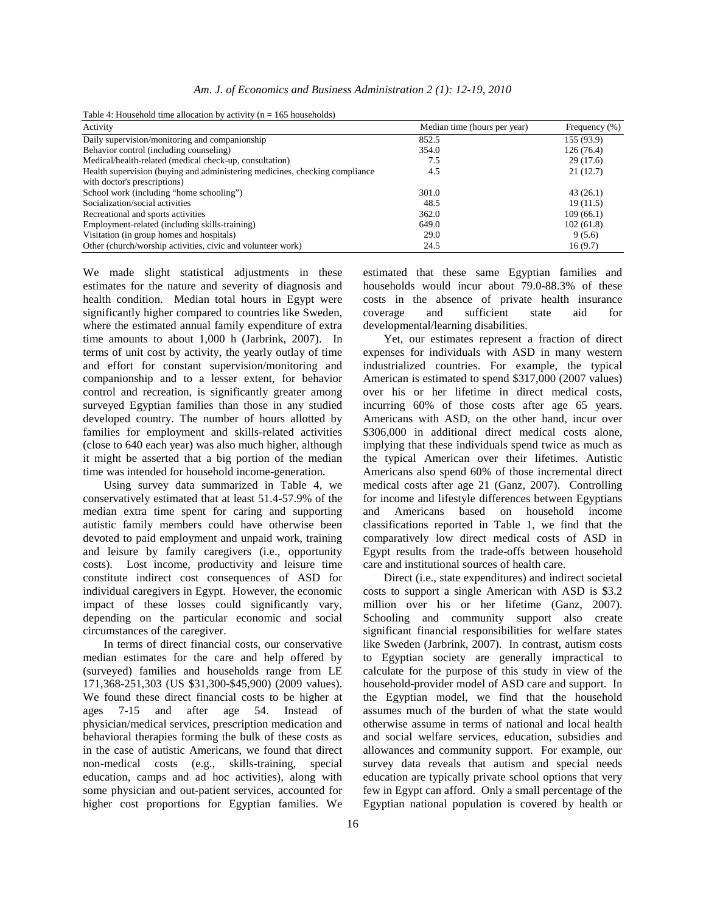Table 4: Household time allocation by activity (n = 165 households)

| Activity | Median time (hours per year) | Frequency (%) |
| --- | --- | --- |
| Daily supervision/monitoring and companionship | 852.5 | 155 (93.9) |
| Behavior control (including counseling) | 354.0 | 126 (76.4) |
| Medical/health-related (medical check-up, consultation) | 7.5 | 29 (17.6) |
| Health supervision (buying and administering medicines, checking compliance with doctor's prescriptions) | 4.5 | 21 (12.7) |
| School work (including "home schooling") | 301.0 | 43 (26.1) |
| Socialization/social activities | 48.5 | 19 (11.5) |
| Recreational and sports activities | 362.0 | 109 (66.1) |
| Employment-related (including skills-training) | 649.0 | 102 (61.8) |
| Visitation (in group homes and hospitals) | 29.0 | 9 (5.6) |
| Other (church/worship activities, civic and volunteer work) | 24.5 | 16 (9.7) |

We made slight statistical adjustments in these estimates for the nature and severity of diagnosis and health condition. Median total hours in Egypt were significantly higher compared to countries like Sweden, where the estimated annual family expenditure of extra time amounts to about 1,000 h (Jarbrink, 2007). In terms of unit cost by activity, the yearly outlay of time and effort for constant supervision/monitoring and companionship and to a lesser extent, for behavior control and recreation, is significantly greater among surveyed Egyptian families than those in any studied developed country. The number of hours allotted by families for employment and skills-related activities (close to 640 each year) was also much higher, although it might be asserted that a big portion of the median time was intended for household income-generation.

Using survey data summarized in Table 4, we conservatively estimated that at least 51.4-57.9% of the median extra time spent for caring and supporting autistic family members could have otherwise been devoted to paid employment and unpaid work, training and leisure by family caregivers (i.e., opportunity costs). Lost income, productivity and leisure time constitute indirect cost consequences of ASD for individual caregivers in Egypt. However, the economic impact of these losses could significantly vary, depending on the particular economic and social circumstances of the caregiver.

In terms of direct financial costs, our conservative median estimates for the care and help offered by (surveyed) families and households range from LE 171,368-251,303 (US $31,300-$45,900) (2009 values). We found these direct financial costs to be higher at ages 7-15 and after age 54. Instead of physician/medical services, prescription medication and behavioral therapies forming the bulk of these costs as in the case of autistic Americans, we found that direct non-medical costs (e.g., skills-training, special education, camps and ad hoc activities), along with some physician and out-patient services, accounted for higher cost proportions for Egyptian families. We estimated that these same Egyptian families and households would incur about 79.0-88.3% of these costs in the absence of private health insurance coverage and sufficient state aid for developmental/learning disabilities.

Yet, our estimates represent a fraction of direct expenses for individuals with ASD in many western industrialized countries. For example, the typical American is estimated to spend $317,000 (2007 values) over his or her lifetime in direct medical costs, incurring 60% of those costs after age 65 years. Americans with ASD, on the other hand, incur over $306,000 in additional direct medical costs alone, implying that these individuals spend twice as much as the typical American over their lifetimes. Autistic Americans also spend 60% of those incremental direct medical costs after age 21 (Ganz, 2007). Controlling for income and lifestyle differences between Egyptians and Americans based on household income classifications reported in Table 1, we find that the comparatively low direct medical costs of ASD in Egypt results from the trade-offs between household care and institutional sources of health care.

Direct (i.e., state expenditures) and indirect societal costs to support a single American with ASD is $3.2 million over his or her lifetime (Ganz, 2007). Schooling and community support also create significant financial responsibilities for welfare states like Sweden (Jarbrink, 2007). In contrast, autism costs to Egyptian society are generally impractical to calculate for the purpose of this study in view of the household-provider model of ASD care and support. In the Egyptian model, we find that the household assumes much of the burden of what the state would otherwise assume in terms of national and local health and social welfare services, education, subsidies and allowances and community support. For example, our survey data reveals that autism and special needs education are typically private school options that very few in Egypt can afford. Only a small percentage of the Egyptian national population is covered by health or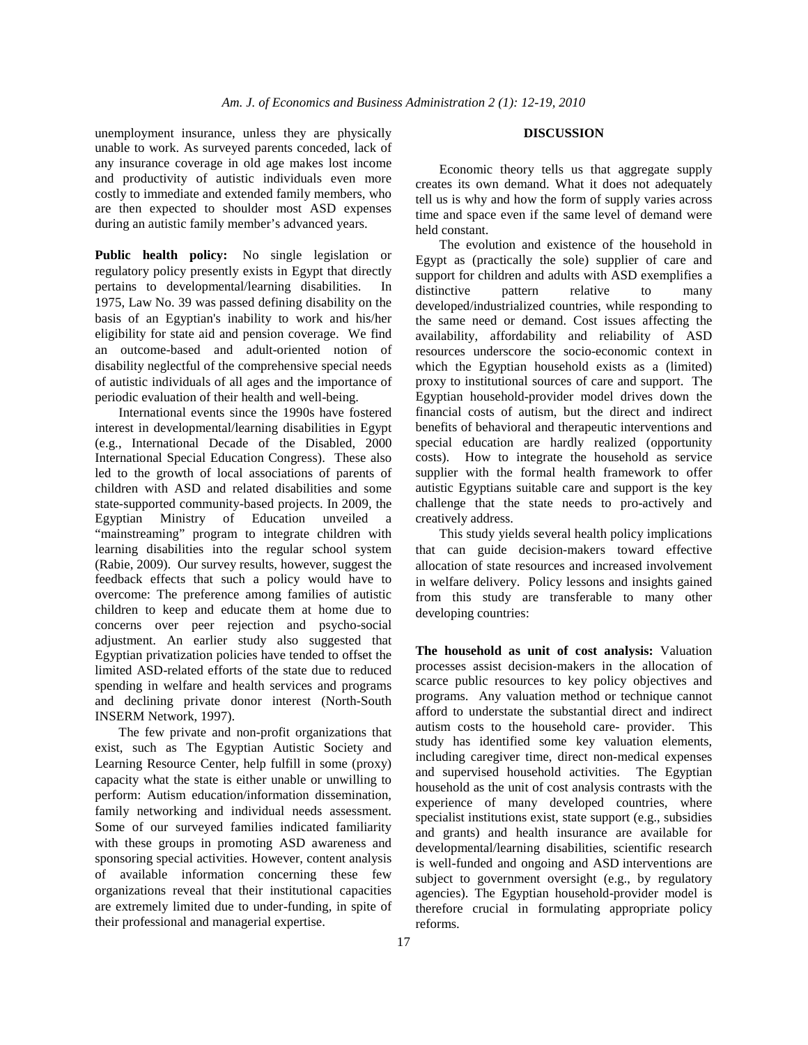unemployment insurance, unless they are physically unable to work. As surveyed parents conceded, lack of any insurance coverage in old age makes lost income and productivity of autistic individuals even more costly to immediate and extended family members, who are then expected to shoulder most ASD expenses during an autistic family member's advanced years.

**Public health policy:** No single legislation or regulatory policy presently exists in Egypt that directly pertains to developmental/learning disabilities. In 1975, Law No. 39 was passed defining disability on the basis of an Egyptian's inability to work and his/her eligibility for state aid and pension coverage. We find an outcome-based and adult-oriented notion of disability neglectful of the comprehensive special needs of autistic individuals of all ages and the importance of periodic evaluation of their health and well-being.

International events since the 1990s have fostered interest in developmental/learning disabilities in Egypt (e.g., International Decade of the Disabled, 2000 International Special Education Congress). These also led to the growth of local associations of parents of children with ASD and related disabilities and some state-supported community-based projects. In 2009, the Egyptian Ministry of Education unveiled a "mainstreaming" program to integrate children with learning disabilities into the regular school system (Rabie, 2009). Our survey results, however, suggest the feedback effects that such a policy would have to overcome: The preference among families of autistic children to keep and educate them at home due to concerns over peer rejection and psycho-social adjustment. An earlier study also suggested that Egyptian privatization policies have tended to offset the limited ASD-related efforts of the state due to reduced spending in welfare and health services and programs and declining private donor interest (North-South INSERM Network, 1997).

The few private and non-profit organizations that exist, such as The Egyptian Autistic Society and Learning Resource Center, help fulfill in some (proxy) capacity what the state is either unable or unwilling to perform: Autism education/information dissemination, family networking and individual needs assessment. Some of our surveyed families indicated familiarity with these groups in promoting ASD awareness and sponsoring special activities. However, content analysis of available information concerning these few organizations reveal that their institutional capacities are extremely limited due to under-funding, in spite of their professional and managerial expertise.

## DISCUSSION

Economic theory tells us that aggregate supply creates its own demand. What it does not adequately tell us is why and how the form of supply varies across time and space even if the same level of demand were held constant.

The evolution and existence of the household in Egypt as (practically the sole) supplier of care and support for children and adults with ASD exemplifies a distinctive pattern relative to many developed/industrialized countries, while responding to the same need or demand. Cost issues affecting the availability, affordability and reliability of ASD resources underscore the socio-economic context in which the Egyptian household exists as a (limited) proxy to institutional sources of care and support. The Egyptian household-provider model drives down the financial costs of autism, but the direct and indirect benefits of behavioral and therapeutic interventions and special education are hardly realized (opportunity costs). How to integrate the household as service supplier with the formal health framework to offer autistic Egyptians suitable care and support is the key challenge that the state needs to pro-actively and creatively address.

This study yields several health policy implications that can guide decision-makers toward effective allocation of state resources and increased involvement in welfare delivery. Policy lessons and insights gained from this study are transferable to many other developing countries:

**The household as unit of cost analysis:** Valuation processes assist decision-makers in the allocation of scarce public resources to key policy objectives and programs. Any valuation method or technique cannot afford to understate the substantial direct and indirect autism costs to the household care- provider. This study has identified some key valuation elements, including caregiver time, direct non-medical expenses and supervised household activities. The Egyptian household as the unit of cost analysis contrasts with the experience of many developed countries, where specialist institutions exist, state support (e.g., subsidies and grants) and health insurance are available for developmental/learning disabilities, scientific research is well-funded and ongoing and ASD interventions are subject to government oversight (e.g., by regulatory agencies). The Egyptian household-provider model is therefore crucial in formulating appropriate policy reforms.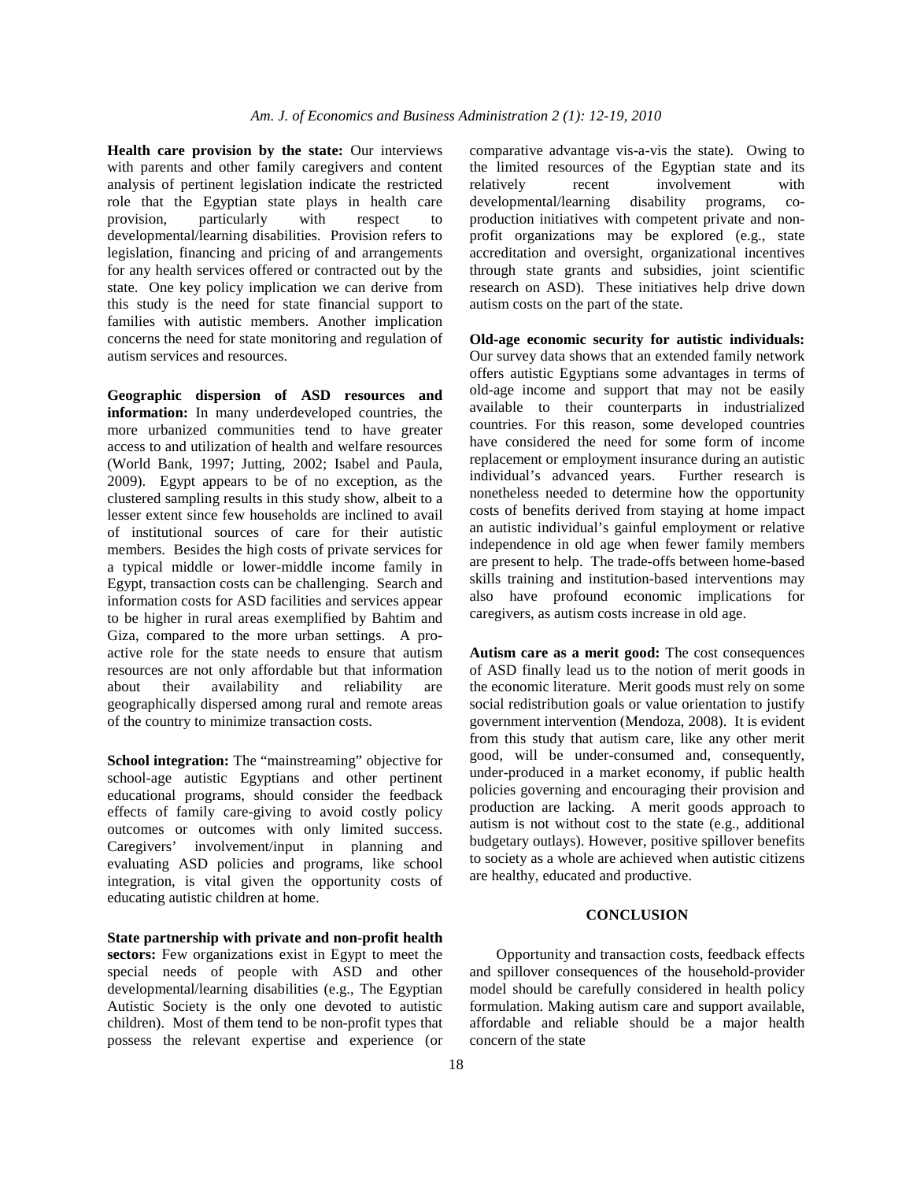**Health care provision by the state:** Our interviews with parents and other family caregivers and content analysis of pertinent legislation indicate the restricted role that the Egyptian state plays in health care provision, particularly with respect to developmental/learning disabilities. Provision refers to legislation, financing and pricing of and arrangements for any health services offered or contracted out by the state. One key policy implication we can derive from this study is the need for state financial support to families with autistic members. Another implication concerns the need for state monitoring and regulation of autism services and resources.

**Geographic dispersion of ASD resources and information:** In many underdeveloped countries, the more urbanized communities tend to have greater access to and utilization of health and welfare resources (World Bank, 1997; Jutting, 2002; Isabel and Paula, 2009). Egypt appears to be of no exception, as the clustered sampling results in this study show, albeit to a lesser extent since few households are inclined to avail of institutional sources of care for their autistic members. Besides the high costs of private services for a typical middle or lower-middle income family in Egypt, transaction costs can be challenging. Search and information costs for ASD facilities and services appear to be higher in rural areas exemplified by Bahtim and Giza, compared to the more urban settings. A pro-active role for the state needs to ensure that autism resources are not only affordable but that information about their availability and reliability are geographically dispersed among rural and remote areas of the country to minimize transaction costs.

**School integration:** The "mainstreaming" objective for school-age autistic Egyptians and other pertinent educational programs, should consider the feedback effects of family care-giving to avoid costly policy outcomes or outcomes with only limited success. Caregivers' involvement/input in planning and evaluating ASD policies and programs, like school integration, is vital given the opportunity costs of educating autistic children at home.

**State partnership with private and non-profit health sectors:** Few organizations exist in Egypt to meet the special needs of people with ASD and other developmental/learning disabilities (e.g., The Egyptian Autistic Society is the only one devoted to autistic children). Most of them tend to be non-profit types that possess the relevant expertise and experience (or comparative advantage vis-a-vis the state). Owing to the limited resources of the Egyptian state and its relatively recent involvement with developmental/learning disability programs, co-production initiatives with competent private and non-profit organizations may be explored (e.g., state accreditation and oversight, organizational incentives through state grants and subsidies, joint scientific research on ASD). These initiatives help drive down autism costs on the part of the state.

**Old-age economic security for autistic individuals:** Our survey data shows that an extended family network offers autistic Egyptians some advantages in terms of old-age income and support that may not be easily available to their counterparts in industrialized countries. For this reason, some developed countries have considered the need for some form of income replacement or employment insurance during an autistic individual's advanced years. Further research is nonetheless needed to determine how the opportunity costs of benefits derived from staying at home impact an autistic individual's gainful employment or relative independence in old age when fewer family members are present to help. The trade-offs between home-based skills training and institution-based interventions may also have profound economic implications for caregivers, as autism costs increase in old age.

**Autism care as a merit good:** The cost consequences of ASD finally lead us to the notion of merit goods in the economic literature. Merit goods must rely on some social redistribution goals or value orientation to justify government intervention (Mendoza, 2008). It is evident from this study that autism care, like any other merit good, will be under-consumed and, consequently, under-produced in a market economy, if public health policies governing and encouraging their provision and production are lacking. A merit goods approach to autism is not without cost to the state (e.g., additional budgetary outlays). However, positive spillover benefits to society as a whole are achieved when autistic citizens are healthy, educated and productive.

## CONCLUSION

Opportunity and transaction costs, feedback effects and spillover consequences of the household-provider model should be carefully considered in health policy formulation. Making autism care and support available, affordable and reliable should be a major health concern of the state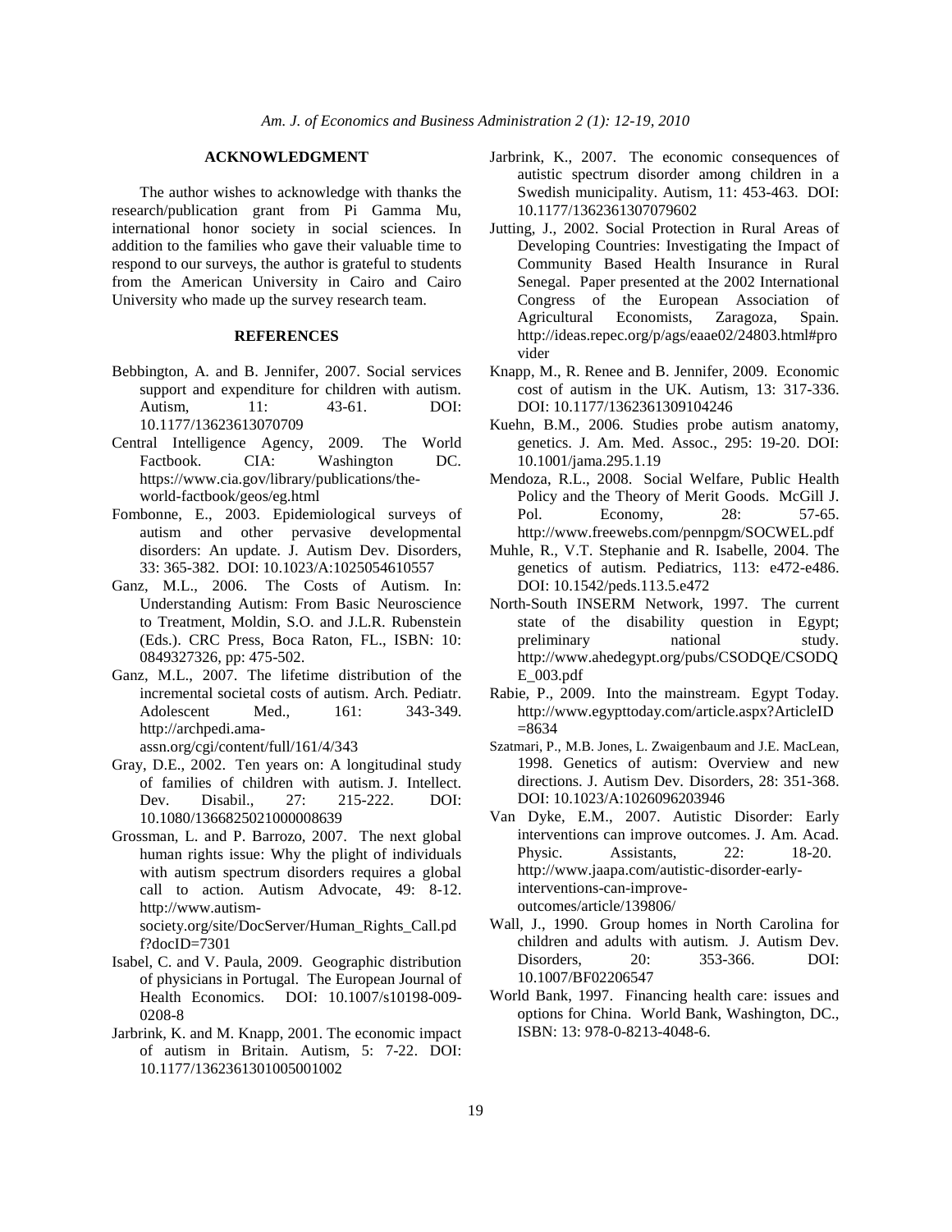## ACKNOWLEDGMENT

The author wishes to acknowledge with thanks the research/publication grant from Pi Gamma Mu, international honor society in social sciences. In addition to the families who gave their valuable time to respond to our surveys, the author is grateful to students from the American University in Cairo and Cairo University who made up the survey research team.

## REFERENCES

Bebbington, A. and B. Jennifer, 2007. Social services support and expenditure for children with autism. Autism, 11: 43-61. DOI: 10.1177/13623613070709

Central Intelligence Agency, 2009. The World Factbook. CIA: Washington DC. https://www.cia.gov/library/publications/the-world-factbook/geos/eg.html

Fombonne, E., 2003. Epidemiological surveys of autism and other pervasive developmental disorders: An update. J. Autism Dev. Disorders, 33: 365-382. DOI: 10.1023/A:1025054610557

Ganz, M.L., 2006. The Costs of Autism. In: Understanding Autism: From Basic Neuroscience to Treatment, Moldin, S.O. and J.L.R. Rubenstein (Eds.). CRC Press, Boca Raton, FL., ISBN: 10: 0849327326, pp: 475-502.

Ganz, M.L., 2007. The lifetime distribution of the incremental societal costs of autism. Arch. Pediatr. Adolescent Med., 161: 343-349. http://archpedi.ama-assn.org/cgi/content/full/161/4/343

Gray, D.E., 2002. Ten years on: A longitudinal study of families of children with autism. J. Intellect. Dev. Disabil., 27: 215-222. DOI: 10.1080/1366825021000008639

Grossman, L. and P. Barrozo, 2007. The next global human rights issue: Why the plight of individuals with autism spectrum disorders requires a global call to action. Autism Advocate, 49: 8-12. http://www.autism-society.org/site/DocServer/Human_Rights_Call.pdf?docID=7301

Isabel, C. and V. Paula, 2009. Geographic distribution of physicians in Portugal. The European Journal of Health Economics. DOI: 10.1007/s10198-009-0208-8

Jarbrink, K. and M. Knapp, 2001. The economic impact of autism in Britain. Autism, 5: 7-22. DOI: 10.1177/1362361301005001002

Jarbrink, K., 2007. The economic consequences of autistic spectrum disorder among children in a Swedish municipality. Autism, 11: 453-463. DOI: 10.1177/1362361307079602

Jutting, J., 2002. Social Protection in Rural Areas of Developing Countries: Investigating the Impact of Community Based Health Insurance in Rural Senegal. Paper presented at the 2002 International Congress of the European Association of Agricultural Economists, Zaragoza, Spain. http://ideas.repec.org/p/ags/eaae02/24803.html#provider

Knapp, M., R. Renee and B. Jennifer, 2009. Economic cost of autism in the UK. Autism, 13: 317-336. DOI: 10.1177/1362361309104246

Kuehn, B.M., 2006. Studies probe autism anatomy, genetics. J. Am. Med. Assoc., 295: 19-20. DOI: 10.1001/jama.295.1.19

Mendoza, R.L., 2008. Social Welfare, Public Health Policy and the Theory of Merit Goods. McGill J. Pol. Economy, 28: 57-65. http://www.freewebs.com/pennpgm/SOCWEL.pdf

Muhle, R., V.T. Stephanie and R. Isabelle, 2004. The genetics of autism. Pediatrics, 113: e472-e486. DOI: 10.1542/peds.113.5.e472

North-South INSERM Network, 1997. The current state of the disability question in Egypt; preliminary national study. http://www.ahedegypt.org/pubs/CSODQE/CSODQE_003.pdf

Rabie, P., 2009. Into the mainstream. Egypt Today. http://www.egypttoday.com/article.aspx?ArticleID=8634

Szatmari, P., M.B. Jones, L. Zwaigenbaum and J.E. MacLean, 1998. Genetics of autism: Overview and new directions. J. Autism Dev. Disorders, 28: 351-368. DOI: 10.1023/A:1026096203946

Van Dyke, E.M., 2007. Autistic Disorder: Early interventions can improve outcomes. J. Am. Acad. Physic. Assistants, 22: 18-20. http://www.jaapa.com/autistic-disorder-early-interventions-can-improve-outcomes/article/139806/

Wall, J., 1990. Group homes in North Carolina for children and adults with autism. J. Autism Dev. Disorders, 20: 353-366. DOI: 10.1007/BF02206547

World Bank, 1997. Financing health care: issues and options for China. World Bank, Washington, DC., ISBN: 13: 978-0-8213-4048-6.